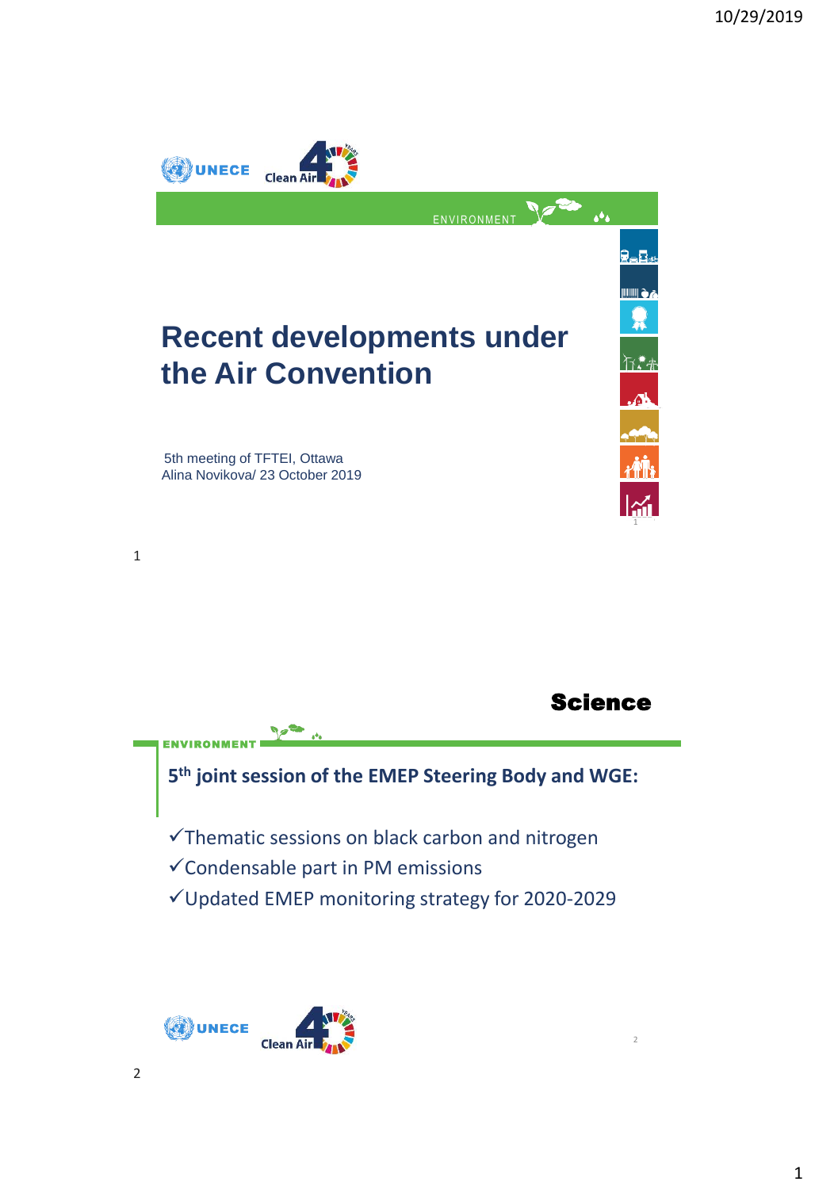# Recent developments under the Air Convention

5th meeting of TFTEI, Ottawa
Alina Novikova/ 23 October 2019

## Science

### 5[th] joint session of the EMEP Steering Body and WGE:

- ✓Thematic sessions on black carbon and nitrogen
- ✓Condensable part in PM emissions
- ✓Updated EMEP monitoring strategy for 2020-2029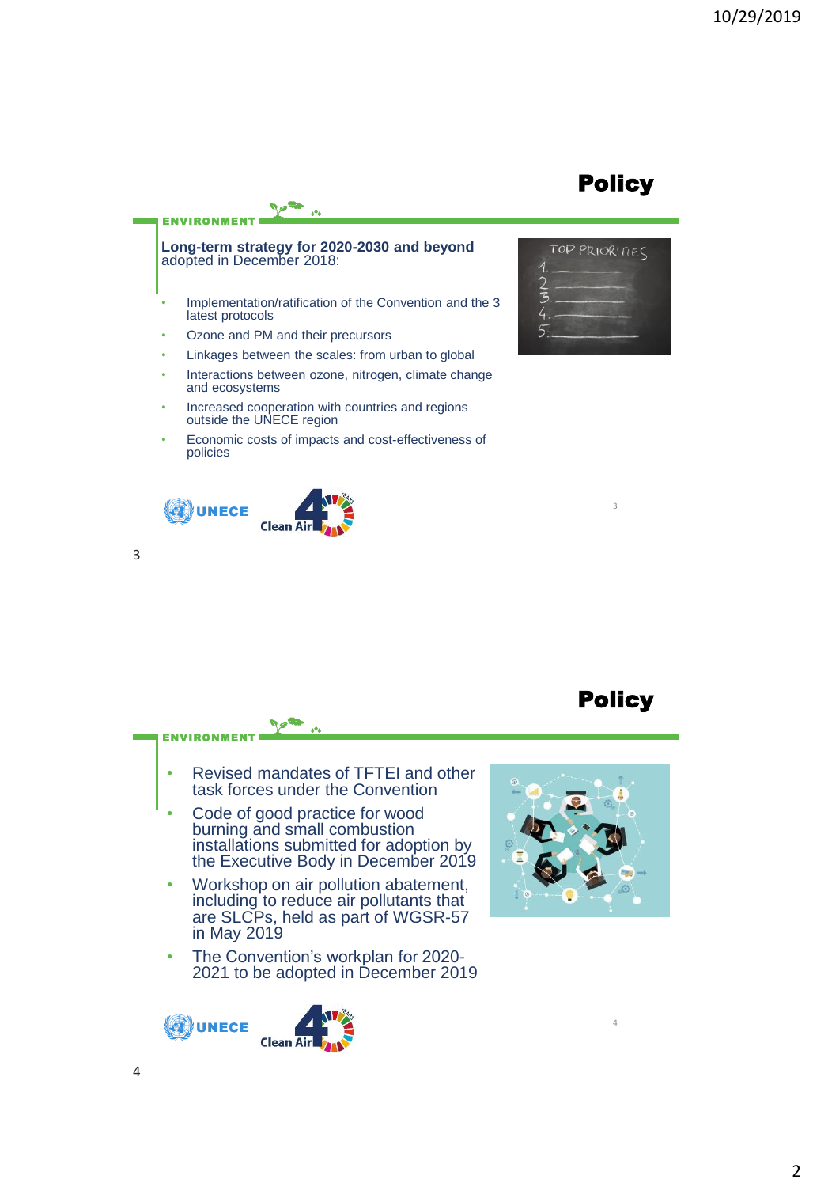# Policy

ENVIRONMENT

**Long-term strategy for 2020-2030 and beyond** adopted in December 2018:

- Implementation/ratification of the Convention and the 3 latest protocols
- Ozone and PM and their precursors
- Linkages between the scales: from urban to global
- Interactions between ozone, nitrogen, climate change and ecosystems
- Increased cooperation with countries and regions outside the UNECE region
- Economic costs of impacts and cost-effectiveness of policies

UNECE Clean Air

# Policy

ENVIRONMENT

- Revised mandates of TFTEI and other task forces under the Convention
- Code of good practice for wood burning and small combustion installations submitted for adoption by the Executive Body in December 2019
- Workshop on air pollution abatement, including to reduce air pollutants that are SLCPs, held as part of WGSR-57 in May 2019
- The Convention's workplan for 2020-2021 to be adopted in December 2019

UNECE Clean Air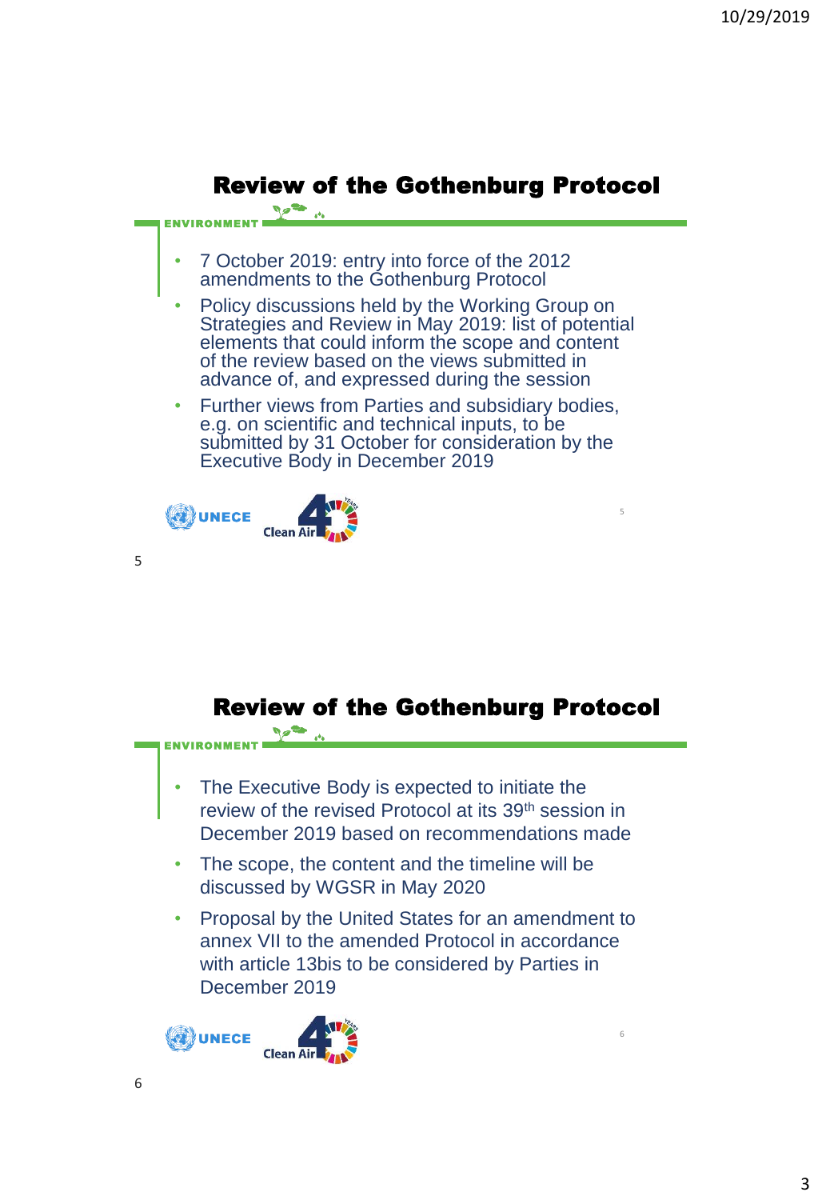## Review of the Gothenburg Protocol

ENVIRONMENT

- 7 October 2019: entry into force of the 2012 amendments to the Gothenburg Protocol
- Policy discussions held by the Working Group on Strategies and Review in May 2019: list of potential elements that could inform the scope and content of the review based on the views submitted in advance of, and expressed during the session
- Further views from Parties and subsidiary bodies, e.g. on scientific and technical inputs, to be submitted by 31 October for consideration by the Executive Body in December 2019

UNECE Clean Air 40

## Review of the Gothenburg Protocol

ENVIRONMENT

- The Executive Body is expected to initiate the review of the revised Protocol at its 39th session in December 2019 based on recommendations made
- The scope, the content and the timeline will be discussed by WGSR in May 2020
- Proposal by the United States for an amendment to annex VII to the amended Protocol in accordance with article 13bis to be considered by Parties in December 2019

UNECE Clean Air 40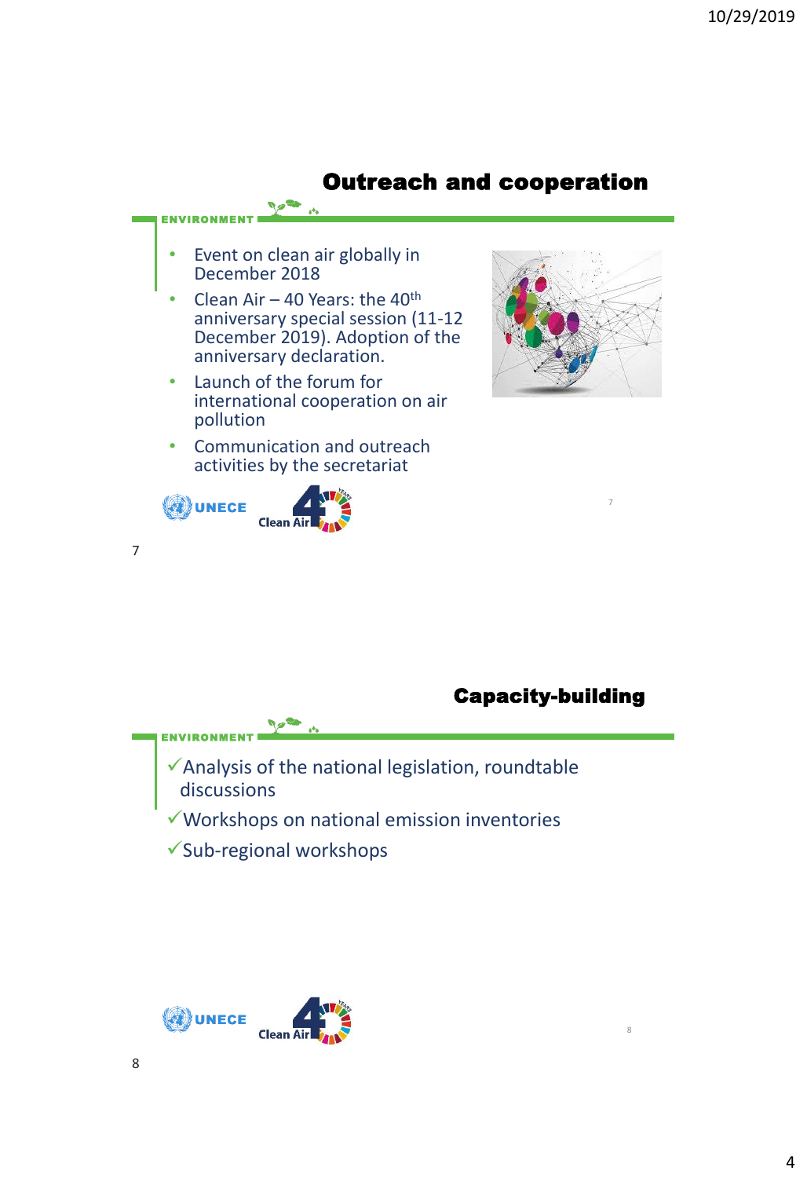## Outreach and cooperation

- Event on clean air globally in December 2018
- Clean Air – 40 Years: the 40th anniversary special session (11-12 December 2019). Adoption of the anniversary declaration.
- Launch of the forum for international cooperation on air pollution
- Communication and outreach activities by the secretariat

## Capacity-building

- ✓Analysis of the national legislation, roundtable discussions
- ✓Workshops on national emission inventories
- ✓Sub-regional workshops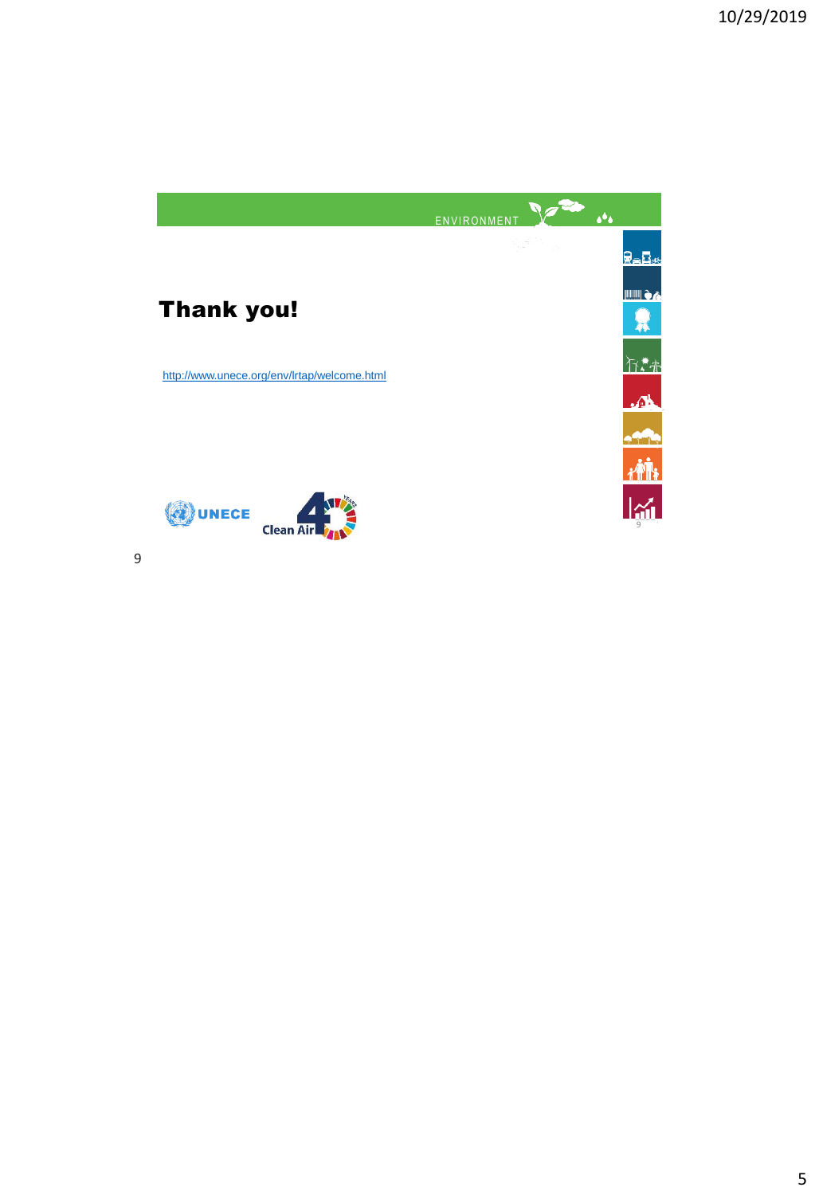ENVIRONMENT

# Thank you!

http://www.unece.org/env/lrtap/welcome.html

UNECE

Clean Air 40 YEARS